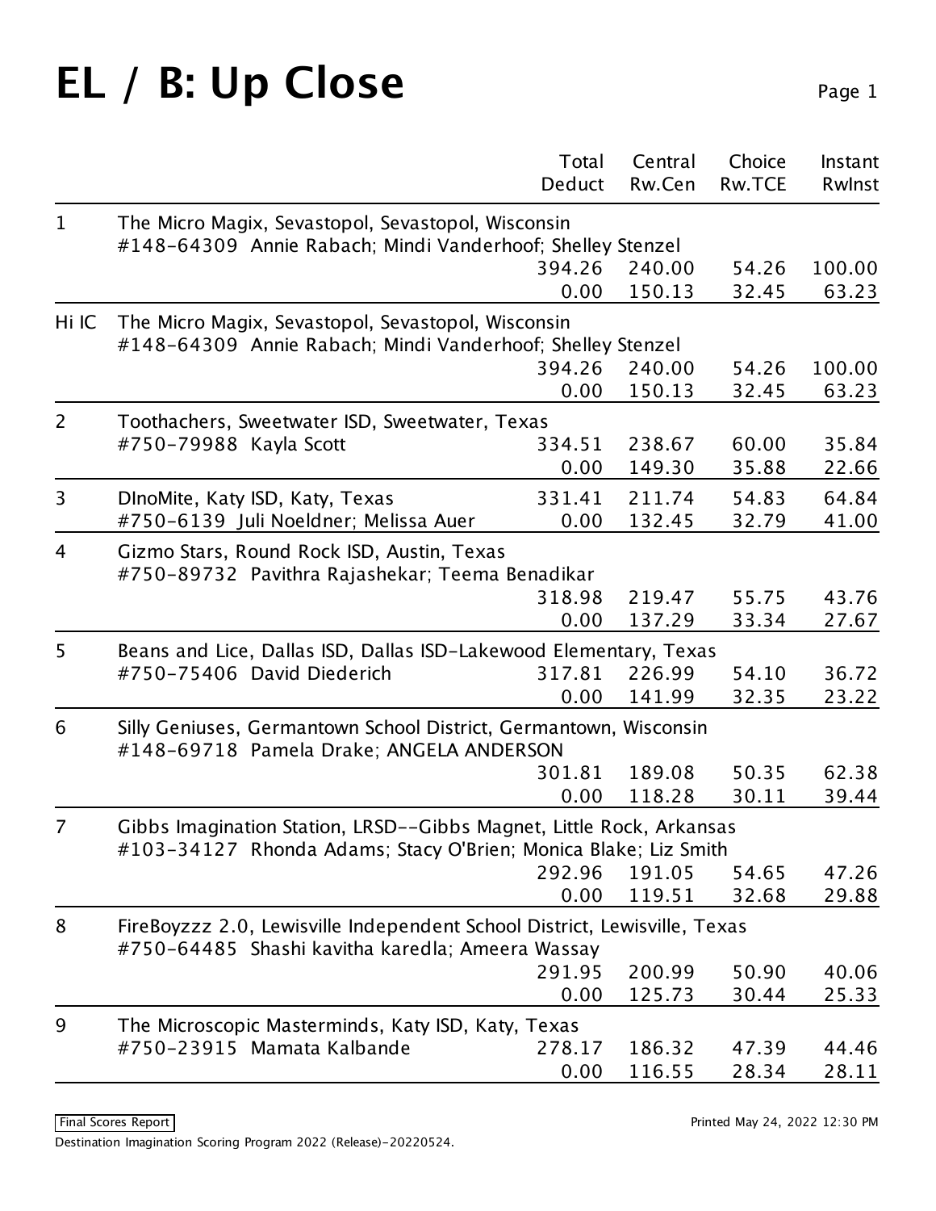# EL / B: Up Close

| Rank | Team | Total / Deduct | Central Rw.Cen | Choice Rw.TCE | Instant RwInst |
|---|---|---|---|---|---|
| 1 | The Micro Magix, Sevastopol, Sevastopol, Wisconsin<br>#148-64309 Annie Rabach; Mindi Vanderhoof; Shelley Stenzel | 394.26 | 240.00 | 54.26 | 100.00 |
| | | 0.00 | 150.13 | 32.45 | 63.23 |
| Hi IC | The Micro Magix, Sevastopol, Sevastopol, Wisconsin<br>#148-64309 Annie Rabach; Mindi Vanderhoof; Shelley Stenzel | 394.26 | 240.00 | 54.26 | 100.00 |
| | | 0.00 | 150.13 | 32.45 | 63.23 |
| 2 | Toothachers, Sweetwater ISD, Sweetwater, Texas<br>#750-79988 Kayla Scott | 334.51 | 238.67 | 60.00 | 35.84 |
| | | 0.00 | 149.30 | 35.88 | 22.66 |
| 3 | DInoMite, Katy ISD, Katy, Texas<br>#750-6139 Juli Noeldner; Melissa Auer | 331.41 | 211.74 | 54.83 | 64.84 |
| | | 0.00 | 132.45 | 32.79 | 41.00 |
| 4 | Gizmo Stars, Round Rock ISD, Austin, Texas<br>#750-89732 Pavithra Rajashekar; Teema Benadikar | 318.98 | 219.47 | 55.75 | 43.76 |
| | | 0.00 | 137.29 | 33.34 | 27.67 |
| 5 | Beans and Lice, Dallas ISD, Dallas ISD-Lakewood Elementary, Texas<br>#750-75406 David Diederich | 317.81 | 226.99 | 54.10 | 36.72 |
| | | 0.00 | 141.99 | 32.35 | 23.22 |
| 6 | Silly Geniuses, Germantown School District, Germantown, Wisconsin<br>#148-69718 Pamela Drake; ANGELA ANDERSON | 301.81 | 189.08 | 50.35 | 62.38 |
| | | 0.00 | 118.28 | 30.11 | 39.44 |
| 7 | Gibbs Imagination Station, LRSD--Gibbs Magnet, Little Rock, Arkansas<br>#103-34127 Rhonda Adams; Stacy O'Brien; Monica Blake; Liz Smith | 292.96 | 191.05 | 54.65 | 47.26 |
| | | 0.00 | 119.51 | 32.68 | 29.88 |
| 8 | FireBoyzzz 2.0, Lewisville Independent School District, Lewisville, Texas<br>#750-64485 Shashi kavitha karedla; Ameera Wassay | 291.95 | 200.99 | 50.90 | 40.06 |
| | | 0.00 | 125.73 | 30.44 | 25.33 |
| 9 | The Microscopic Masterminds, Katy ISD, Katy, Texas<br>#750-23915 Mamata Kalbande | 278.17 | 186.32 | 47.39 | 44.46 |
| | | 0.00 | 116.55 | 28.34 | 28.11 |

Final Scores Report

Destination Imagination Scoring Program 2022 (Release)-20220524.

Printed May 24, 2022 12:30 PM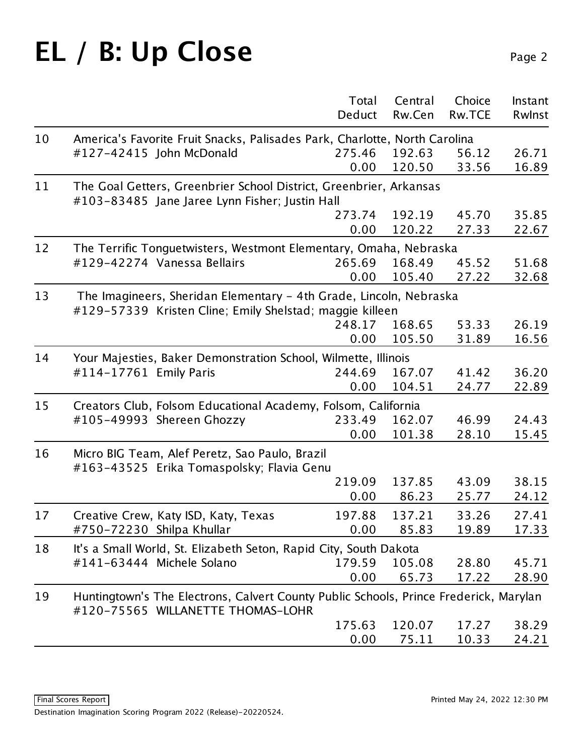# EL / B: Up Close

| | | Total Deduct | Central Rw.Cen | Choice Rw.TCE | Instant RwInst |
|---|---|---|---|---|---|
| 10 | America's Favorite Fruit Snacks, Palisades Park, Charlotte, North Carolina<br>#127-42415 John McDonald | 275.46<br>0.00 | 192.63<br>120.50 | 56.12<br>33.56 | 26.71<br>16.89 |
| 11 | The Goal Getters, Greenbrier School District, Greenbrier, Arkansas<br>#103-83485 Jane Jaree Lynn Fisher; Justin Hall | 273.74<br>0.00 | 192.19<br>120.22 | 45.70<br>27.33 | 35.85<br>22.67 |
| 12 | The Terrific Tonguetwisters, Westmont Elementary, Omaha, Nebraska<br>#129-42274 Vanessa Bellairs | 265.69<br>0.00 | 168.49<br>105.40 | 45.52<br>27.22 | 51.68<br>32.68 |
| 13 | The Imagineers, Sheridan Elementary - 4th Grade, Lincoln, Nebraska<br>#129-57339 Kristen Cline; Emily Shelstad; maggie killeen | 248.17<br>0.00 | 168.65<br>105.50 | 53.33<br>31.89 | 26.19<br>16.56 |
| 14 | Your Majesties, Baker Demonstration School, Wilmette, Illinois<br>#114-17761 Emily Paris | 244.69<br>0.00 | 167.07<br>104.51 | 41.42<br>24.77 | 36.20<br>22.89 |
| 15 | Creators Club, Folsom Educational Academy, Folsom, California<br>#105-49993 Shereen Ghozzy | 233.49<br>0.00 | 162.07<br>101.38 | 46.99<br>28.10 | 24.43<br>15.45 |
| 16 | Micro BIG Team, Alef Peretz, Sao Paulo, Brazil<br>#163-43525 Erika Tomaspolsky; Flavia Genu | 219.09<br>0.00 | 137.85<br>86.23 | 43.09<br>25.77 | 38.15<br>24.12 |
| 17 | Creative Crew, Katy ISD, Katy, Texas<br>#750-72230 Shilpa Khullar | 197.88<br>0.00 | 137.21<br>85.83 | 33.26<br>19.89 | 27.41<br>17.33 |
| 18 | It's a Small World, St. Elizabeth Seton, Rapid City, South Dakota<br>#141-63444 Michele Solano | 179.59<br>0.00 | 105.08<br>65.73 | 28.80<br>17.22 | 45.71<br>28.90 |
| 19 | Huntingtown's The Electrons, Calvert County Public Schools, Prince Frederick, Marylan<br>#120-75565 WILLANETTE THOMAS-LOHR | 175.63<br>0.00 | 120.07<br>75.11 | 17.27<br>10.33 | 38.29<br>24.21 |

Final Scores Report

Printed May 24, 2022 12:30 PM

Destination Imagination Scoring Program 2022 (Release)-20220524.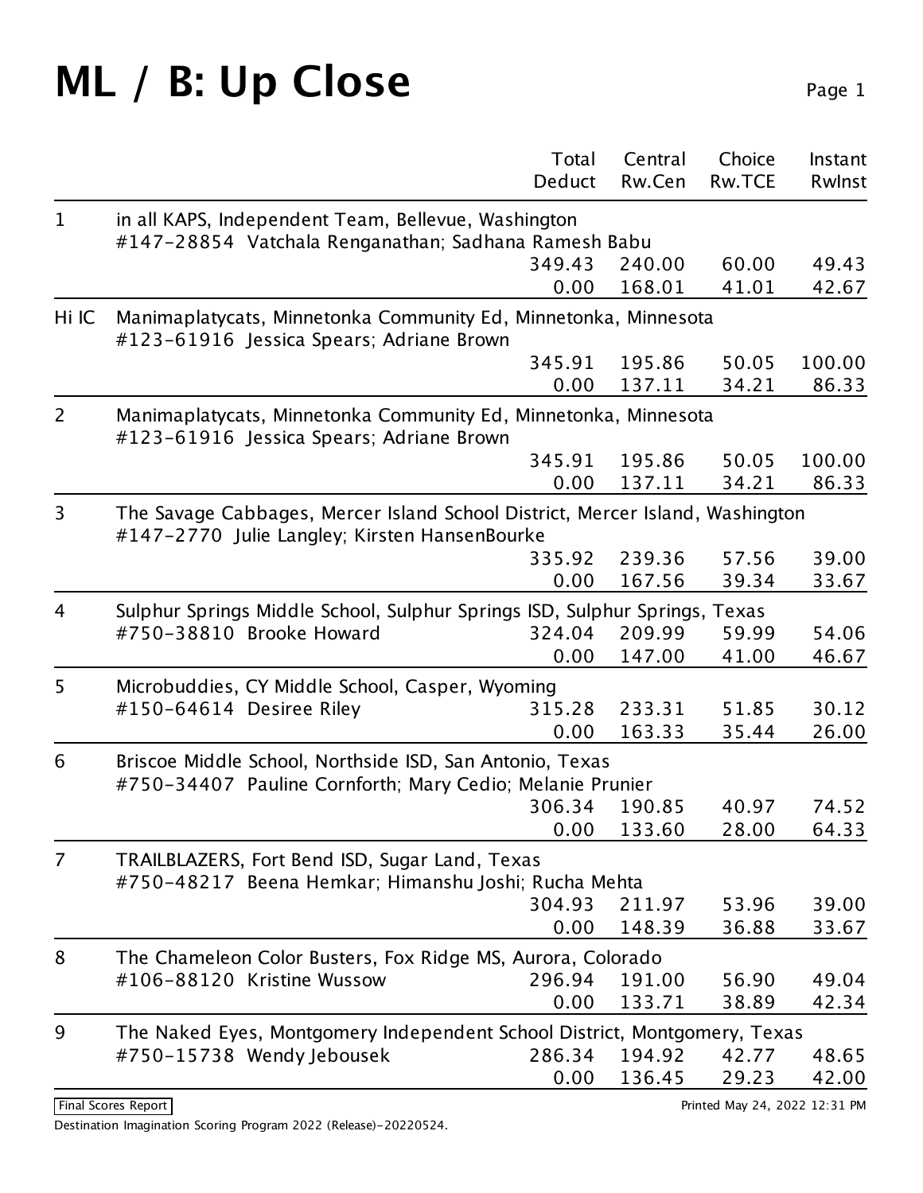# ML / B: Up Close

| | | Total Deduct | Central Rw.Cen | Choice Rw.TCE | Instant RwInst |
|---|---|---|---|---|---|
| 1 | in all KAPS, Independent Team, Bellevue, Washington #147-28854 Vatchala Renganathan; Sadhana Ramesh Babu | 349.43 | 240.00 | 60.00 | 49.43 |
| | | 0.00 | 168.01 | 41.01 | 42.67 |
| Hi IC | Manimaplatycats, Minnetonka Community Ed, Minnetonka, Minnesota #123-61916 Jessica Spears; Adriane Brown | 345.91 | 195.86 | 50.05 | 100.00 |
| | | 0.00 | 137.11 | 34.21 | 86.33 |
| 2 | Manimaplatycats, Minnetonka Community Ed, Minnetonka, Minnesota #123-61916 Jessica Spears; Adriane Brown | 345.91 | 195.86 | 50.05 | 100.00 |
| | | 0.00 | 137.11 | 34.21 | 86.33 |
| 3 | The Savage Cabbages, Mercer Island School District, Mercer Island, Washington #147-2770 Julie Langley; Kirsten HansenBourke | 335.92 | 239.36 | 57.56 | 39.00 |
| | | 0.00 | 167.56 | 39.34 | 33.67 |
| 4 | Sulphur Springs Middle School, Sulphur Springs ISD, Sulphur Springs, Texas #750-38810 Brooke Howard | 324.04 | 209.99 | 59.99 | 54.06 |
| | | 0.00 | 147.00 | 41.00 | 46.67 |
| 5 | Microbuddies, CY Middle School, Casper, Wyoming #150-64614 Desiree Riley | 315.28 | 233.31 | 51.85 | 30.12 |
| | | 0.00 | 163.33 | 35.44 | 26.00 |
| 6 | Briscoe Middle School, Northside ISD, San Antonio, Texas #750-34407 Pauline Cornforth; Mary Cedio; Melanie Prunier | 306.34 | 190.85 | 40.97 | 74.52 |
| | | 0.00 | 133.60 | 28.00 | 64.33 |
| 7 | TRAILBLAZERS, Fort Bend ISD, Sugar Land, Texas #750-48217 Beena Hemkar; Himanshu Joshi; Rucha Mehta | 304.93 | 211.97 | 53.96 | 39.00 |
| | | 0.00 | 148.39 | 36.88 | 33.67 |
| 8 | The Chameleon Color Busters, Fox Ridge MS, Aurora, Colorado #106-88120 Kristine Wussow | 296.94 | 191.00 | 56.90 | 49.04 |
| | | 0.00 | 133.71 | 38.89 | 42.34 |
| 9 | The Naked Eyes, Montgomery Independent School District, Montgomery, Texas #750-15738 Wendy Jebousek | 286.34 | 194.92 | 42.77 | 48.65 |
| | | 0.00 | 136.45 | 29.23 | 42.00 |

Final Scores Report

Printed May 24, 2022 12:31 PM

Destination Imagination Scoring Program 2022 (Release)-20220524.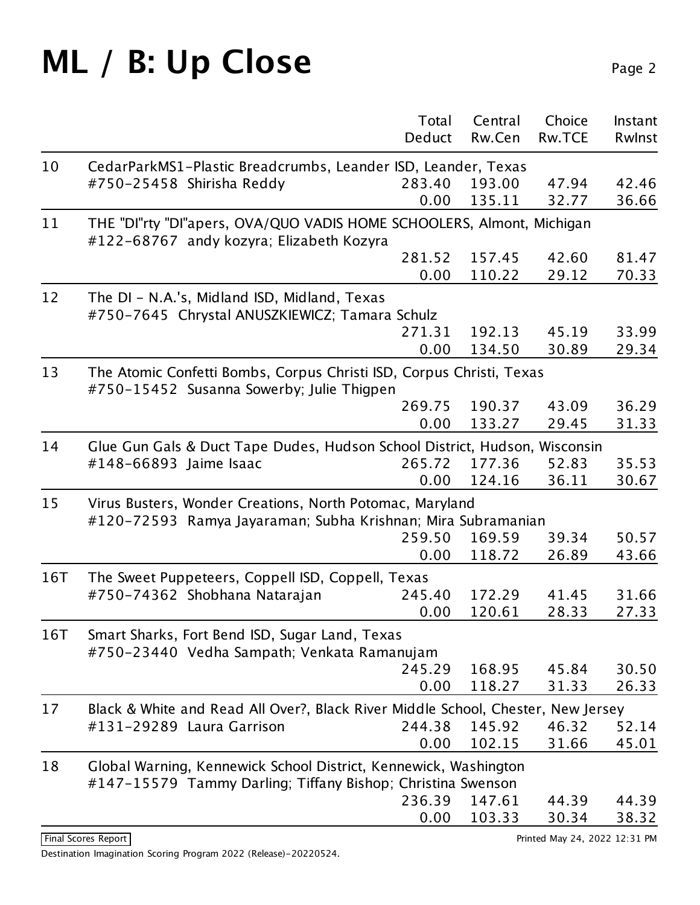# ML / B: Up Close

| Rank | Team | Total Deduct | Central Rw.Cen | Choice Rw.TCE | Instant RwInst |
|---|---|---|---|---|---|
| 10 | CedarParkMS1-Plastic Breadcrumbs, Leander ISD, Leander, Texas<br>#750-25458 Shirisha Reddy | 283.40<br>0.00 | 193.00<br>135.11 | 47.94<br>32.77 | 42.46<br>36.66 |
| 11 | THE "DI"rty "DI"apers, OVA/QUO VADIS HOME SCHOOLERS, Almont, Michigan<br>#122-68767 andy kozyra; Elizabeth Kozyra | 281.52<br>0.00 | 157.45<br>110.22 | 42.60<br>29.12 | 81.47<br>70.33 |
| 12 | The DI - N.A.'s, Midland ISD, Midland, Texas<br>#750-7645 Chrystal ANUSZKIEWICZ; Tamara Schulz | 271.31<br>0.00 | 192.13<br>134.50 | 45.19<br>30.89 | 33.99<br>29.34 |
| 13 | The Atomic Confetti Bombs, Corpus Christi ISD, Corpus Christi, Texas<br>#750-15452 Susanna Sowerby; Julie Thigpen | 269.75<br>0.00 | 190.37<br>133.27 | 43.09<br>29.45 | 36.29<br>31.33 |
| 14 | Glue Gun Gals & Duct Tape Dudes, Hudson School District, Hudson, Wisconsin<br>#148-66893 Jaime Isaac | 265.72<br>0.00 | 177.36<br>124.16 | 52.83<br>36.11 | 35.53<br>30.67 |
| 15 | Virus Busters, Wonder Creations, North Potomac, Maryland<br>#120-72593 Ramya Jayaraman; Subha Krishnan; Mira Subramanian | 259.50<br>0.00 | 169.59<br>118.72 | 39.34<br>26.89 | 50.57<br>43.66 |
| 16T | The Sweet Puppeteers, Coppell ISD, Coppell, Texas<br>#750-74362 Shobhana Natarajan | 245.40<br>0.00 | 172.29<br>120.61 | 41.45<br>28.33 | 31.66<br>27.33 |
| 16T | Smart Sharks, Fort Bend ISD, Sugar Land, Texas<br>#750-23440 Vedha Sampath; Venkata Ramanujam | 245.29<br>0.00 | 168.95<br>118.27 | 45.84<br>31.33 | 30.50<br>26.33 |
| 17 | Black & White and Read All Over?, Black River Middle School, Chester, New Jersey<br>#131-29289 Laura Garrison | 244.38<br>0.00 | 145.92<br>102.15 | 46.32<br>31.66 | 52.14<br>45.01 |
| 18 | Global Warning, Kennewick School District, Kennewick, Washington<br>#147-15579 Tammy Darling; Tiffany Bishop; Christina Swenson | 236.39<br>0.00 | 147.61<br>103.33 | 44.39<br>30.34 | 44.39<br>38.32 |

Final Scores Report

Printed May 24, 2022 12:31 PM

Destination Imagination Scoring Program 2022 (Release)-20220524.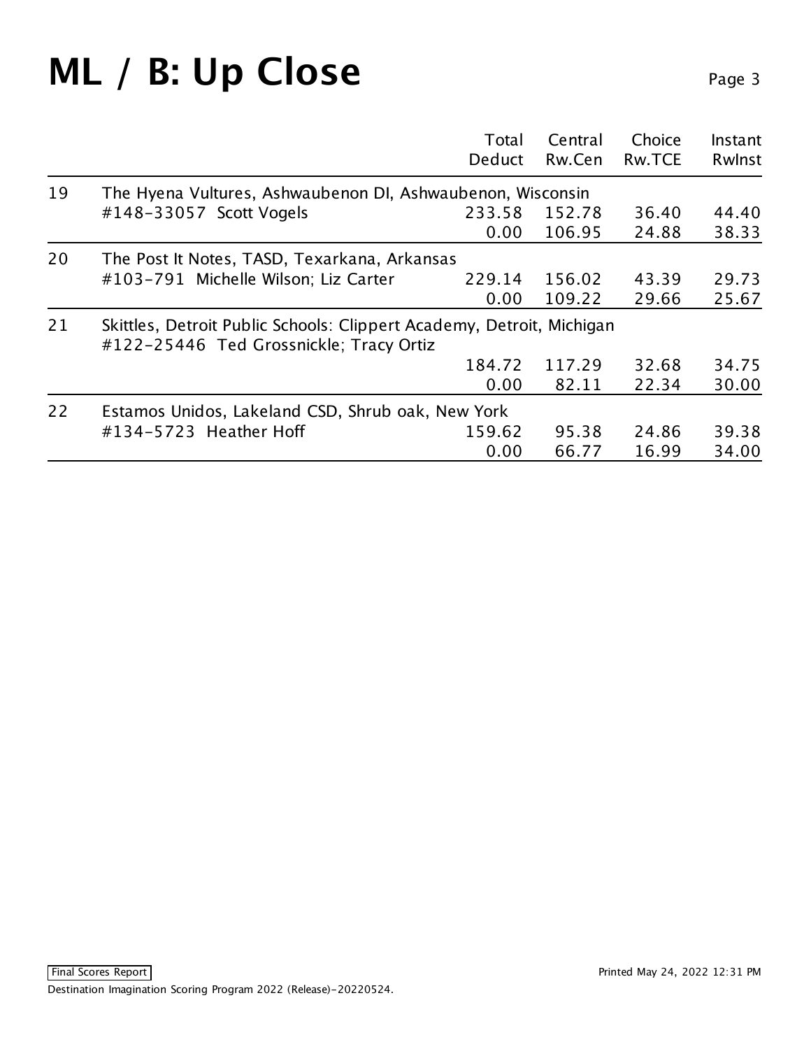# ML / B: Up Close

| | | Total Deduct | Central Rw.Cen | Choice Rw.TCE | Instant RwInst |
|---|---|---|---|---|---|
| 19 | The Hyena Vultures, Ashwaubenon DI, Ashwaubenon, Wisconsin | | | | |
| | #148-33057 Scott Vogels | 233.58 | 152.78 | 36.40 | 44.40 |
| | | 0.00 | 106.95 | 24.88 | 38.33 |
| 20 | The Post It Notes, TASD, Texarkana, Arkansas | | | | |
| | #103-791 Michelle Wilson; Liz Carter | 229.14 | 156.02 | 43.39 | 29.73 |
| | | 0.00 | 109.22 | 29.66 | 25.67 |
| 21 | Skittles, Detroit Public Schools: Clippert Academy, Detroit, Michigan | | | | |
| | #122-25446 Ted Grossnickle; Tracy Ortiz | | | | |
| | | 184.72 | 117.29 | 32.68 | 34.75 |
| | | 0.00 | 82.11 | 22.34 | 30.00 |
| 22 | Estamos Unidos, Lakeland CSD, Shrub oak, New York | | | | |
| | #134-5723 Heather Hoff | 159.62 | 95.38 | 24.86 | 39.38 |
| | | 0.00 | 66.77 | 16.99 | 34.00 |

Final Scores Report

Destination Imagination Scoring Program 2022 (Release)-20220524.

Printed May 24, 2022 12:31 PM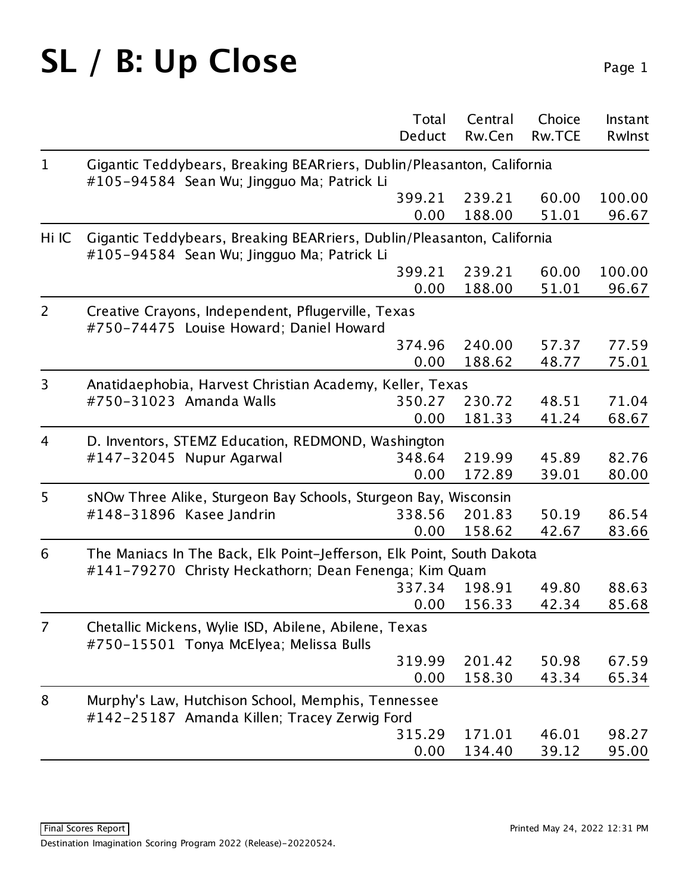# SL / B: Up Close

| | | Total Deduct | Central Rw.Cen | Choice Rw.TCE | Instant RwInst |
|---|---|---|---|---|---|
| 1 | Gigantic Teddybears, Breaking BEARriers, Dublin/Pleasanton, California #105-94584 Sean Wu; Jingguo Ma; Patrick Li | 399.21 | 239.21 | 60.00 | 100.00 |
| | | 0.00 | 188.00 | 51.01 | 96.67 |
| Hi IC | Gigantic Teddybears, Breaking BEARriers, Dublin/Pleasanton, California #105-94584 Sean Wu; Jingguo Ma; Patrick Li | 399.21 | 239.21 | 60.00 | 100.00 |
| | | 0.00 | 188.00 | 51.01 | 96.67 |
| 2 | Creative Crayons, Independent, Pflugerville, Texas #750-74475 Louise Howard; Daniel Howard | 374.96 | 240.00 | 57.37 | 77.59 |
| | | 0.00 | 188.62 | 48.77 | 75.01 |
| 3 | Anatidaephobia, Harvest Christian Academy, Keller, Texas #750-31023 Amanda Walls | 350.27 | 230.72 | 48.51 | 71.04 |
| | | 0.00 | 181.33 | 41.24 | 68.67 |
| 4 | D. Inventors, STEMZ Education, REDMOND, Washington #147-32045 Nupur Agarwal | 348.64 | 219.99 | 45.89 | 82.76 |
| | | 0.00 | 172.89 | 39.01 | 80.00 |
| 5 | sNOw Three Alike, Sturgeon Bay Schools, Sturgeon Bay, Wisconsin #148-31896 Kasee Jandrin | 338.56 | 201.83 | 50.19 | 86.54 |
| | | 0.00 | 158.62 | 42.67 | 83.66 |
| 6 | The Maniacs In The Back, Elk Point-Jefferson, Elk Point, South Dakota #141-79270 Christy Heckathorn; Dean Fenenga; Kim Quam | 337.34 | 198.91 | 49.80 | 88.63 |
| | | 0.00 | 156.33 | 42.34 | 85.68 |
| 7 | Chetallic Mickens, Wylie ISD, Abilene, Abilene, Texas #750-15501 Tonya McElyea; Melissa Bulls | 319.99 | 201.42 | 50.98 | 67.59 |
| | | 0.00 | 158.30 | 43.34 | 65.34 |
| 8 | Murphy's Law, Hutchison School, Memphis, Tennessee #142-25187 Amanda Killen; Tracey Zerwig Ford | 315.29 | 171.01 | 46.01 | 98.27 |
| | | 0.00 | 134.40 | 39.12 | 95.00 |

Final Scores Report

Printed May 24, 2022 12:31 PM

Destination Imagination Scoring Program 2022 (Release)-20220524.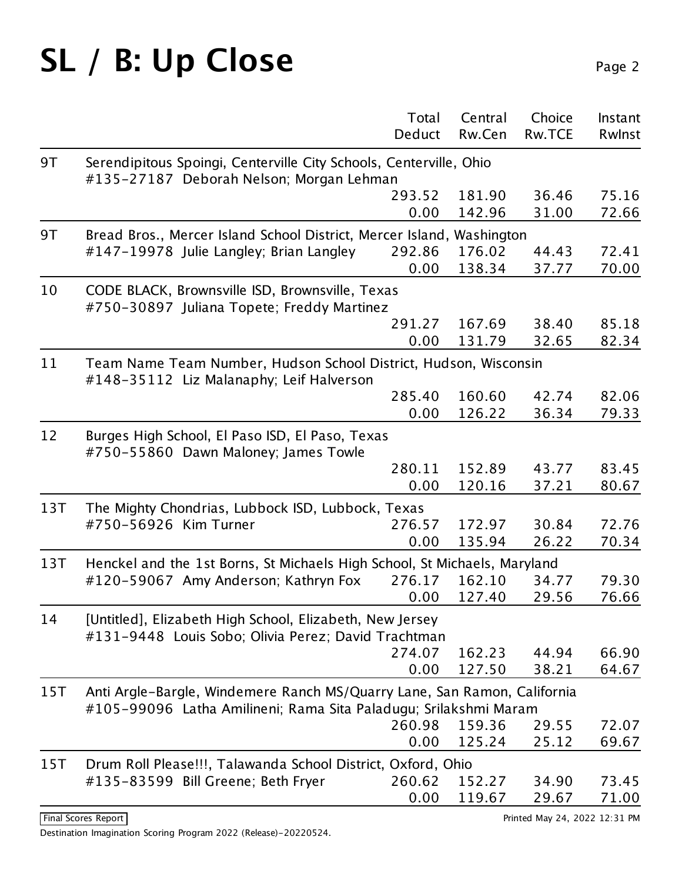# SL / B: Up Close

| | | Total Deduct | Central Rw.Cen | Choice Rw.TCE | Instant RwInst |
|---|---|---|---|---|---|
| 9T | Serendipitous Spoingi, Centerville City Schools, Centerville, Ohio<br>#135-27187 Deborah Nelson; Morgan Lehman | 293.52<br>0.00 | 181.90<br>142.96 | 36.46<br>31.00 | 75.16<br>72.66 |
| 9T | Bread Bros., Mercer Island School District, Mercer Island, Washington<br>#147-19978 Julie Langley; Brian Langley | 292.86<br>0.00 | 176.02<br>138.34 | 44.43<br>37.77 | 72.41<br>70.00 |
| 10 | CODE BLACK, Brownsville ISD, Brownsville, Texas<br>#750-30897 Juliana Topete; Freddy Martinez | 291.27<br>0.00 | 167.69<br>131.79 | 38.40<br>32.65 | 85.18<br>82.34 |
| 11 | Team Name Team Number, Hudson School District, Hudson, Wisconsin<br>#148-35112 Liz Malanaphy; Leif Halverson | 285.40<br>0.00 | 160.60<br>126.22 | 42.74<br>36.34 | 82.06<br>79.33 |
| 12 | Burges High School, El Paso ISD, El Paso, Texas<br>#750-55860 Dawn Maloney; James Towle | 280.11<br>0.00 | 152.89<br>120.16 | 43.77<br>37.21 | 83.45<br>80.67 |
| 13T | The Mighty Chondrias, Lubbock ISD, Lubbock, Texas<br>#750-56926 Kim Turner | 276.57<br>0.00 | 172.97<br>135.94 | 30.84<br>26.22 | 72.76<br>70.34 |
| 13T | Henckel and the 1st Borns, St Michaels High School, St Michaels, Maryland<br>#120-59067 Amy Anderson; Kathryn Fox | 276.17<br>0.00 | 162.10<br>127.40 | 34.77<br>29.56 | 79.30<br>76.66 |
| 14 | [Untitled], Elizabeth High School, Elizabeth, New Jersey<br>#131-9448 Louis Sobo; Olivia Perez; David Trachtman | 274.07<br>0.00 | 162.23<br>127.50 | 44.94<br>38.21 | 66.90<br>64.67 |
| 15T | Anti Argle-Bargle, Windemere Ranch MS/Quarry Lane, San Ramon, California<br>#105-99096 Latha Amilineni; Rama Sita Paladugu; Srilakshmi Maram | 260.98<br>0.00 | 159.36<br>125.24 | 29.55<br>25.12 | 72.07<br>69.67 |
| 15T | Drum Roll Please!!!, Talawanda School District, Oxford, Ohio<br>#135-83599 Bill Greene; Beth Fryer | 260.62<br>0.00 | 152.27<br>119.67 | 34.90<br>29.67 | 73.45<br>71.00 |

Final Scores Report

Printed May 24, 2022 12:31 PM

Destination Imagination Scoring Program 2022 (Release)-20220524.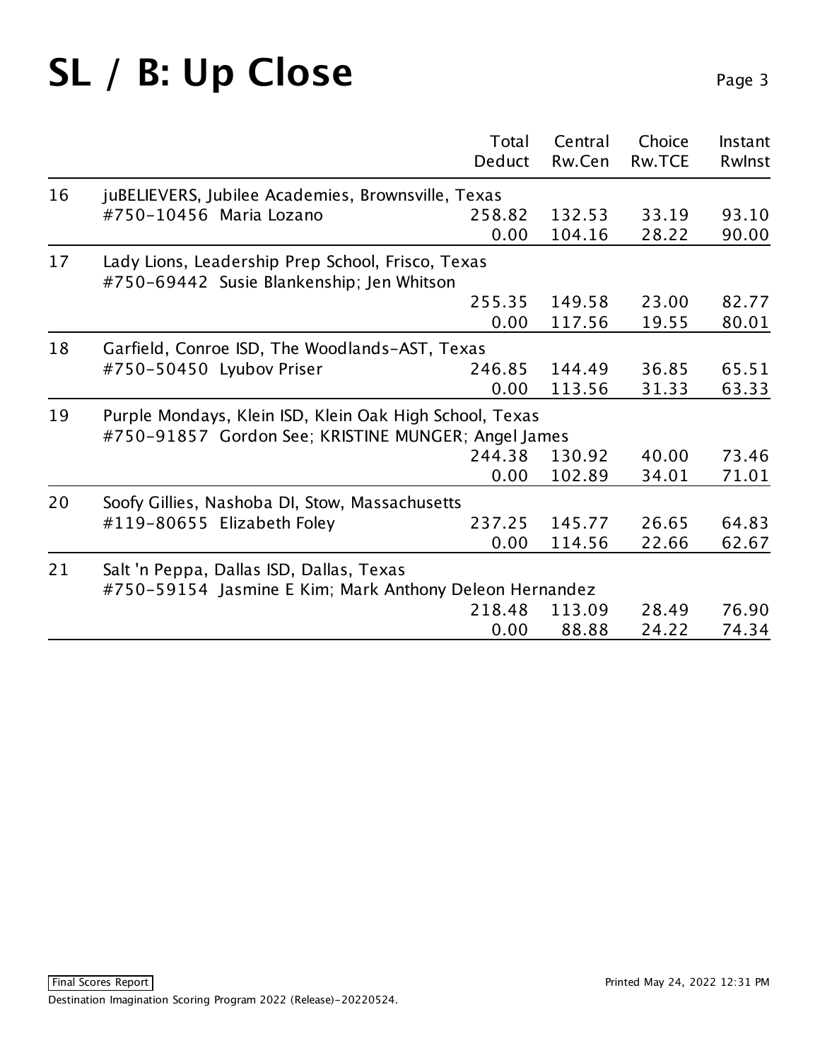# SL / B: Up Close

| | | Total Deduct | Central Rw.Cen | Choice Rw.TCE | Instant RwInst |
|---|---|---|---|---|---|
| 16 | juBELIEVERS, Jubilee Academies, Brownsville, Texas<br>#750-10456 Maria Lozano | 258.82<br>0.00 | 132.53<br>104.16 | 33.19<br>28.22 | 93.10<br>90.00 |
| 17 | Lady Lions, Leadership Prep School, Frisco, Texas<br>#750-69442 Susie Blankenship; Jen Whitson | 255.35<br>0.00 | 149.58<br>117.56 | 23.00<br>19.55 | 82.77<br>80.01 |
| 18 | Garfield, Conroe ISD, The Woodlands-AST, Texas<br>#750-50450 Lyubov Priser | 246.85<br>0.00 | 144.49<br>113.56 | 36.85<br>31.33 | 65.51<br>63.33 |
| 19 | Purple Mondays, Klein ISD, Klein Oak High School, Texas<br>#750-91857 Gordon See; KRISTINE MUNGER; Angel James | 244.38<br>0.00 | 130.92<br>102.89 | 40.00<br>34.01 | 73.46<br>71.01 |
| 20 | Soofy Gillies, Nashoba DI, Stow, Massachusetts<br>#119-80655 Elizabeth Foley | 237.25<br>0.00 | 145.77<br>114.56 | 26.65<br>22.66 | 64.83<br>62.67 |
| 21 | Salt 'n Peppa, Dallas ISD, Dallas, Texas<br>#750-59154 Jasmine E Kim; Mark Anthony Deleon Hernandez | 218.48<br>0.00 | 113.09<br>88.88 | 28.49<br>24.22 | 76.90<br>74.34 |

Final Scores Report

Printed May 24, 2022 12:31 PM

Destination Imagination Scoring Program 2022 (Release)-20220524.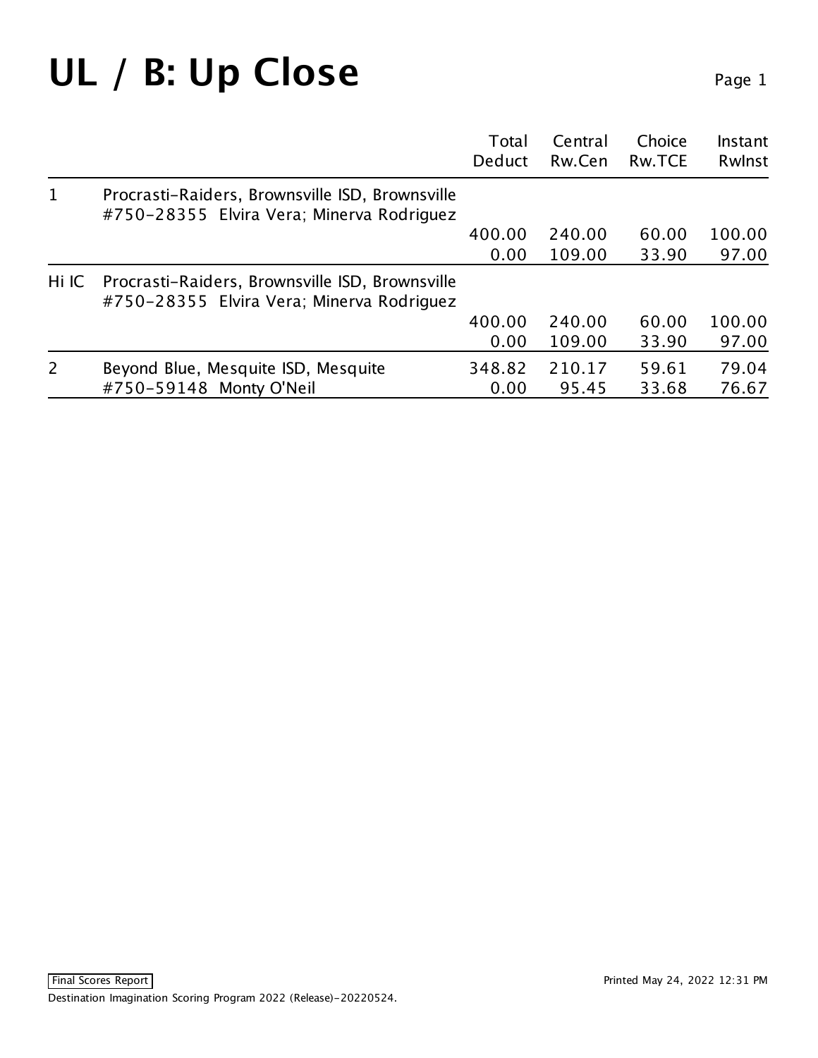# UL / B: Up Close

| | | Total Deduct | Central Rw.Cen | Choice Rw.TCE | Instant RwInst |
|---|---|---|---|---|---|
| 1 | Procrasti-Raiders, Brownsville ISD, Brownsville<br>#750-28355 Elvira Vera; Minerva Rodriguez | 400.00<br>0.00 | 240.00<br>109.00 | 60.00<br>33.90 | 100.00<br>97.00 |
| Hi IC | Procrasti-Raiders, Brownsville ISD, Brownsville<br>#750-28355 Elvira Vera; Minerva Rodriguez | 400.00<br>0.00 | 240.00<br>109.00 | 60.00<br>33.90 | 100.00<br>97.00 |
| 2 | Beyond Blue, Mesquite ISD, Mesquite<br>#750-59148 Monty O'Neil | 348.82<br>0.00 | 210.17<br>95.45 | 59.61<br>33.68 | 79.04<br>76.67 |

Final Scores Report

Printed May 24, 2022 12:31 PM

Destination Imagination Scoring Program 2022 (Release)-20220524.